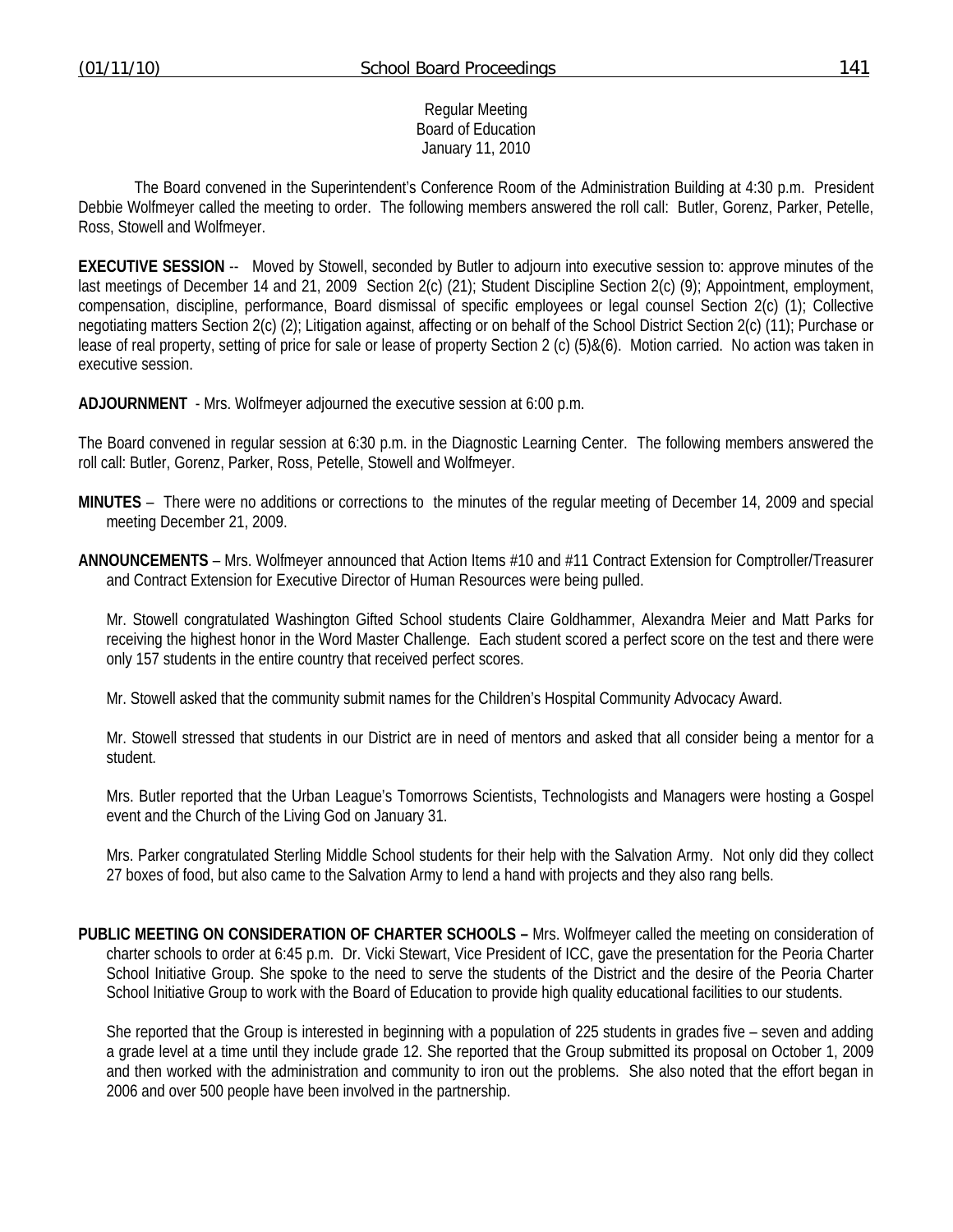Regular Meeting
Board of Education
January 11, 2010

The Board convened in the Superintendent's Conference Room of the Administration Building at 4:30 p.m. President Debbie Wolfmeyer called the meeting to order. The following members answered the roll call: Butler, Gorenz, Parker, Petelle, Ross, Stowell and Wolfmeyer.

**EXECUTIVE SESSION** -- Moved by Stowell, seconded by Butler to adjourn into executive session to: approve minutes of the last meetings of December 14 and 21, 2009 Section 2(c) (21); Student Discipline Section 2(c) (9); Appointment, employment, compensation, discipline, performance, Board dismissal of specific employees or legal counsel Section 2(c) (1); Collective negotiating matters Section 2(c) (2); Litigation against, affecting or on behalf of the School District Section 2(c) (11); Purchase or lease of real property, setting of price for sale or lease of property Section 2 (c) (5)&(6). Motion carried. No action was taken in executive session.

**ADJOURNMENT** - Mrs. Wolfmeyer adjourned the executive session at 6:00 p.m.

The Board convened in regular session at 6:30 p.m. in the Diagnostic Learning Center. The following members answered the roll call: Butler, Gorenz, Parker, Ross, Petelle, Stowell and Wolfmeyer.

**MINUTES** – There were no additions or corrections to the minutes of the regular meeting of December 14, 2009 and special meeting December 21, 2009.

**ANNOUNCEMENTS** – Mrs. Wolfmeyer announced that Action Items #10 and #11 Contract Extension for Comptroller/Treasurer and Contract Extension for Executive Director of Human Resources were being pulled.

Mr. Stowell congratulated Washington Gifted School students Claire Goldhammer, Alexandra Meier and Matt Parks for receiving the highest honor in the Word Master Challenge. Each student scored a perfect score on the test and there were only 157 students in the entire country that received perfect scores.

Mr. Stowell asked that the community submit names for the Children's Hospital Community Advocacy Award.

Mr. Stowell stressed that students in our District are in need of mentors and asked that all consider being a mentor for a student.

Mrs. Butler reported that the Urban League's Tomorrows Scientists, Technologists and Managers were hosting a Gospel event and the Church of the Living God on January 31.

Mrs. Parker congratulated Sterling Middle School students for their help with the Salvation Army. Not only did they collect 27 boxes of food, but also came to the Salvation Army to lend a hand with projects and they also rang bells.

**PUBLIC MEETING ON CONSIDERATION OF CHARTER SCHOOLS –** Mrs. Wolfmeyer called the meeting on consideration of charter schools to order at 6:45 p.m. Dr. Vicki Stewart, Vice President of ICC, gave the presentation for the Peoria Charter School Initiative Group. She spoke to the need to serve the students of the District and the desire of the Peoria Charter School Initiative Group to work with the Board of Education to provide high quality educational facilities to our students.

She reported that the Group is interested in beginning with a population of 225 students in grades five – seven and adding a grade level at a time until they include grade 12. She reported that the Group submitted its proposal on October 1, 2009 and then worked with the administration and community to iron out the problems. She also noted that the effort began in 2006 and over 500 people have been involved in the partnership.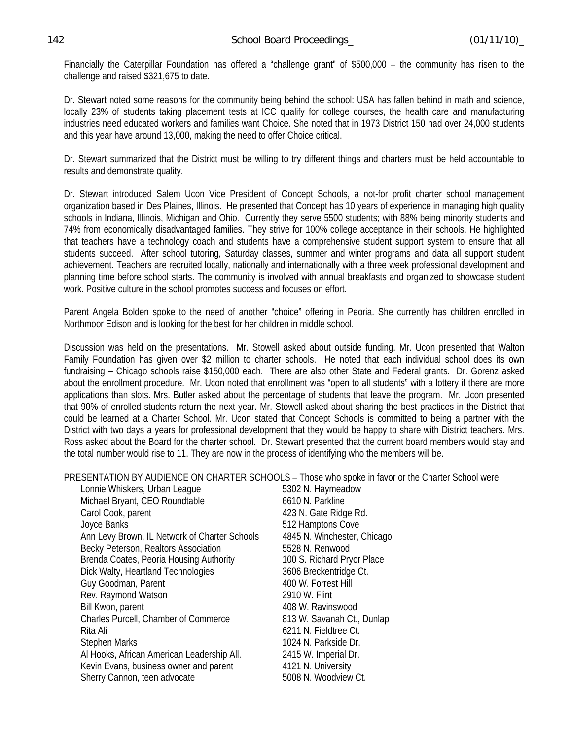Financially the Caterpillar Foundation has offered a "challenge grant" of $500,000 – the community has risen to the challenge and raised $321,675 to date.

Dr. Stewart noted some reasons for the community being behind the school: USA has fallen behind in math and science, locally 23% of students taking placement tests at ICC qualify for college courses, the health care and manufacturing industries need educated workers and families want Choice. She noted that in 1973 District 150 had over 24,000 students and this year have around 13,000, making the need to offer Choice critical.

Dr. Stewart summarized that the District must be willing to try different things and charters must be held accountable to results and demonstrate quality.

Dr. Stewart introduced Salem Ucon Vice President of Concept Schools, a not-for profit charter school management organization based in Des Plaines, Illinois. He presented that Concept has 10 years of experience in managing high quality schools in Indiana, Illinois, Michigan and Ohio. Currently they serve 5500 students; with 88% being minority students and 74% from economically disadvantaged families. They strive for 100% college acceptance in their schools. He highlighted that teachers have a technology coach and students have a comprehensive student support system to ensure that all students succeed. After school tutoring, Saturday classes, summer and winter programs and data all support student achievement. Teachers are recruited locally, nationally and internationally with a three week professional development and planning time before school starts. The community is involved with annual breakfasts and organized to showcase student work. Positive culture in the school promotes success and focuses on effort.

Parent Angela Bolden spoke to the need of another "choice" offering in Peoria. She currently has children enrolled in Northmoor Edison and is looking for the best for her children in middle school.

Discussion was held on the presentations. Mr. Stowell asked about outside funding. Mr. Ucon presented that Walton Family Foundation has given over $2 million to charter schools. He noted that each individual school does its own fundraising – Chicago schools raise $150,000 each. There are also other State and Federal grants. Dr. Gorenz asked about the enrollment procedure. Mr. Ucon noted that enrollment was "open to all students" with a lottery if there are more applications than slots. Mrs. Butler asked about the percentage of students that leave the program. Mr. Ucon presented that 90% of enrolled students return the next year. Mr. Stowell asked about sharing the best practices in the District that could be learned at a Charter School. Mr. Ucon stated that Concept Schools is committed to being a partner with the District with two days a years for professional development that they would be happy to share with District teachers. Mrs. Ross asked about the Board for the charter school. Dr. Stewart presented that the current board members would stay and the total number would rise to 11. They are now in the process of identifying who the members will be.

PRESENTATION BY AUDIENCE ON CHARTER SCHOOLS – Those who spoke in favor or the Charter School were:

| | |
|---|---|
| Lonnie Whiskers, Urban League | 5302 N. Haymeadow |
| Michael Bryant, CEO Roundtable | 6610 N. Parkline |
| Carol Cook, parent | 423 N. Gate Ridge Rd. |
| Joyce Banks | 512 Hamptons Cove |
| Ann Levy Brown, IL Network of Charter Schools | 4845 N. Winchester, Chicago |
| Becky Peterson, Realtors Association | 5528 N. Renwood |
| Brenda Coates, Peoria Housing Authority | 100 S. Richard Pryor Place |
| Dick Walty, Heartland Technologies | 3606 Breckentridge Ct. |
| Guy Goodman, Parent | 400 W. Forrest Hill |
| Rev. Raymond Watson | 2910 W. Flint |
| Bill Kwon, parent | 408 W. Ravinswood |
| Charles Purcell, Chamber of Commerce | 813 W. Savanah Ct., Dunlap |
| Rita Ali | 6211 N. Fieldtree Ct. |
| Stephen Marks | 1024 N. Parkside Dr. |
| Al Hooks, African American Leadership All. | 2415 W. Imperial Dr. |
| Kevin Evans, business owner and parent | 4121 N. University |
| Sherry Cannon, teen advocate | 5008 N. Woodview Ct. |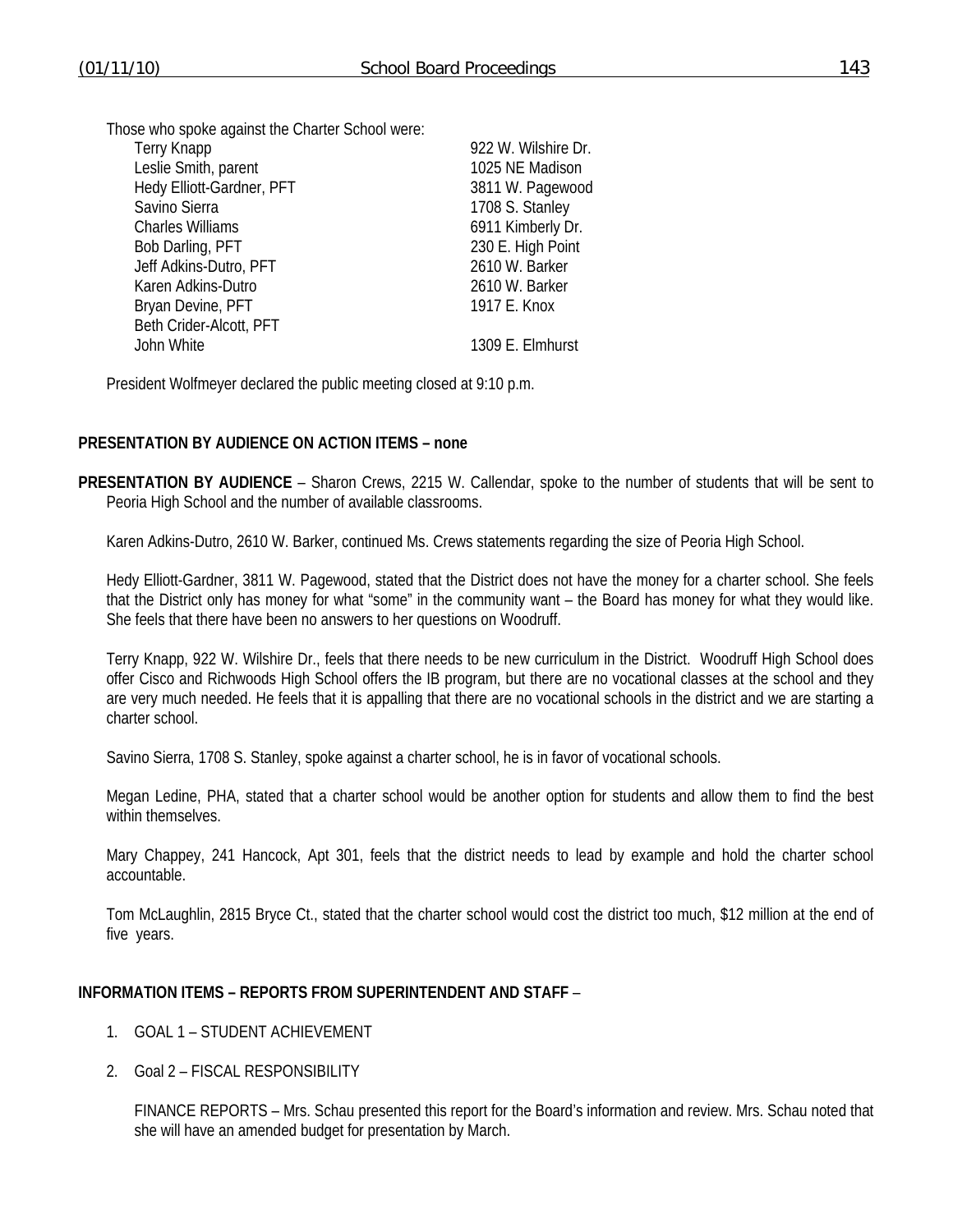Those who spoke against the Charter School were:

| | |
|---|---|
| Terry Knapp | 922 W. Wilshire Dr. |
| Leslie Smith, parent | 1025 NE Madison |
| Hedy Elliott-Gardner, PFT | 3811 W. Pagewood |
| Savino Sierra | 1708 S. Stanley |
| Charles Williams | 6911 Kimberly Dr. |
| Bob Darling, PFT | 230 E. High Point |
| Jeff Adkins-Dutro, PFT | 2610 W. Barker |
| Karen Adkins-Dutro | 2610 W. Barker |
| Bryan Devine, PFT | 1917 E. Knox |
| Beth Crider-Alcott, PFT | |
| John White | 1309 E. Elmhurst |

President Wolfmeyer declared the public meeting closed at 9:10 p.m.

**PRESENTATION BY AUDIENCE ON ACTION ITEMS – none**

**PRESENTATION BY AUDIENCE** – Sharon Crews, 2215 W. Callendar, spoke to the number of students that will be sent to Peoria High School and the number of available classrooms.

Karen Adkins-Dutro, 2610 W. Barker, continued Ms. Crews statements regarding the size of Peoria High School.

Hedy Elliott-Gardner, 3811 W. Pagewood, stated that the District does not have the money for a charter school. She feels that the District only has money for what "some" in the community want – the Board has money for what they would like. She feels that there have been no answers to her questions on Woodruff.

Terry Knapp, 922 W. Wilshire Dr., feels that there needs to be new curriculum in the District. Woodruff High School does offer Cisco and Richwoods High School offers the IB program, but there are no vocational classes at the school and they are very much needed. He feels that it is appalling that there are no vocational schools in the district and we are starting a charter school.

Savino Sierra, 1708 S. Stanley, spoke against a charter school, he is in favor of vocational schools.

Megan Ledine, PHA, stated that a charter school would be another option for students and allow them to find the best within themselves.

Mary Chappey, 241 Hancock, Apt 301, feels that the district needs to lead by example and hold the charter school accountable.

Tom McLaughlin, 2815 Bryce Ct., stated that the charter school would cost the district too much, $12 million at the end of five years.

**INFORMATION ITEMS – REPORTS FROM SUPERINTENDENT AND STAFF** –

1. GOAL 1 – STUDENT ACHIEVEMENT

2. Goal 2 – FISCAL RESPONSIBILITY

   FINANCE REPORTS – Mrs. Schau presented this report for the Board's information and review. Mrs. Schau noted that she will have an amended budget for presentation by March.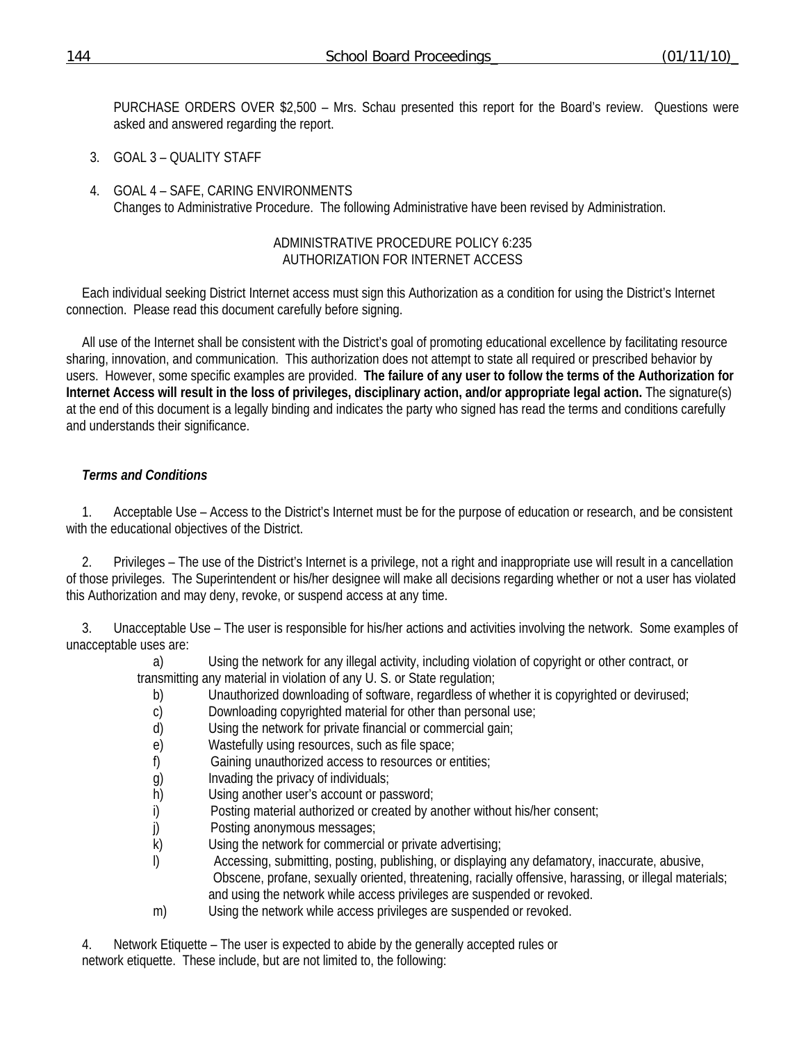PURCHASE ORDERS OVER $2,500 – Mrs. Schau presented this report for the Board's review. Questions were asked and answered regarding the report.

3. GOAL 3 – QUALITY STAFF

4. GOAL 4 – SAFE, CARING ENVIRONMENTS
   Changes to Administrative Procedure. The following Administrative have been revised by Administration.

ADMINISTRATIVE PROCEDURE POLICY 6:235
AUTHORIZATION FOR INTERNET ACCESS

Each individual seeking District Internet access must sign this Authorization as a condition for using the District's Internet connection. Please read this document carefully before signing.

All use of the Internet shall be consistent with the District's goal of promoting educational excellence by facilitating resource sharing, innovation, and communication. This authorization does not attempt to state all required or prescribed behavior by users. However, some specific examples are provided. **The failure of any user to follow the terms of the Authorization for Internet Access will result in the loss of privileges, disciplinary action, and/or appropriate legal action.** The signature(s) at the end of this document is a legally binding and indicates the party who signed has read the terms and conditions carefully and understands their significance.

***Terms and Conditions***

1. Acceptable Use – Access to the District's Internet must be for the purpose of education or research, and be consistent with the educational objectives of the District.

2. Privileges – The use of the District's Internet is a privilege, not a right and inappropriate use will result in a cancellation of those privileges. The Superintendent or his/her designee will make all decisions regarding whether or not a user has violated this Authorization and may deny, revoke, or suspend access at any time.

3. Unacceptable Use – The user is responsible for his/her actions and activities involving the network. Some examples of unacceptable uses are:
   a) Using the network for any illegal activity, including violation of copyright or other contract, or transmitting any material in violation of any U. S. or State regulation;
   b) Unauthorized downloading of software, regardless of whether it is copyrighted or devirused;
   c) Downloading copyrighted material for other than personal use;
   d) Using the network for private financial or commercial gain;
   e) Wastefully using resources, such as file space;
   f) Gaining unauthorized access to resources or entities;
   g) Invading the privacy of individuals;
   h) Using another user's account or password;
   i) Posting material authorized or created by another without his/her consent;
   j) Posting anonymous messages;
   k) Using the network for commercial or private advertising;
   l) Accessing, submitting, posting, publishing, or displaying any defamatory, inaccurate, abusive, Obscene, profane, sexually oriented, threatening, racially offensive, harassing, or illegal materials; and using the network while access privileges are suspended or revoked.
   m) Using the network while access privileges are suspended or revoked.

4. Network Etiquette – The user is expected to abide by the generally accepted rules or network etiquette. These include, but are not limited to, the following: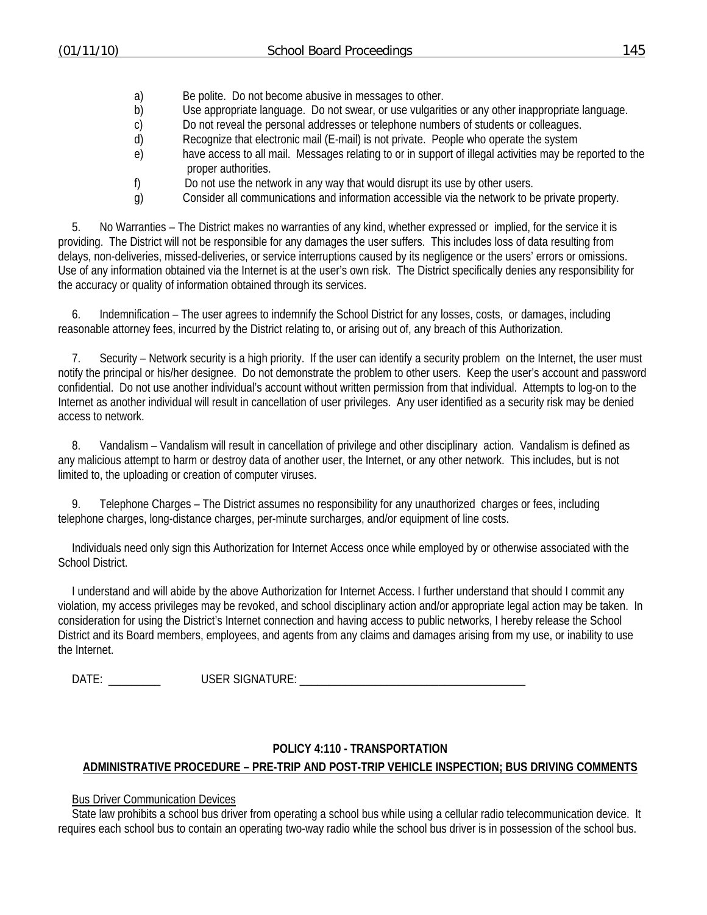a) Be polite. Do not become abusive in messages to other.
b) Use appropriate language. Do not swear, or use vulgarities or any other inappropriate language.
c) Do not reveal the personal addresses or telephone numbers of students or colleagues.
d) Recognize that electronic mail (E-mail) is not private. People who operate the system
e) have access to all mail. Messages relating to or in support of illegal activities may be reported to the proper authorities.
f) Do not use the network in any way that would disrupt its use by other users.
g) Consider all communications and information accessible via the network to be private property.

5. No Warranties – The District makes no warranties of any kind, whether expressed or implied, for the service it is providing. The District will not be responsible for any damages the user suffers. This includes loss of data resulting from delays, non-deliveries, missed-deliveries, or service interruptions caused by its negligence or the users' errors or omissions. Use of any information obtained via the Internet is at the user's own risk. The District specifically denies any responsibility for the accuracy or quality of information obtained through its services.

6. Indemnification – The user agrees to indemnify the School District for any losses, costs, or damages, including reasonable attorney fees, incurred by the District relating to, or arising out of, any breach of this Authorization.

7. Security – Network security is a high priority. If the user can identify a security problem on the Internet, the user must notify the principal or his/her designee. Do not demonstrate the problem to other users. Keep the user's account and password confidential. Do not use another individual's account without written permission from that individual. Attempts to log-on to the Internet as another individual will result in cancellation of user privileges. Any user identified as a security risk may be denied access to network.

8. Vandalism – Vandalism will result in cancellation of privilege and other disciplinary action. Vandalism is defined as any malicious attempt to harm or destroy data of another user, the Internet, or any other network. This includes, but is not limited to, the uploading or creation of computer viruses.

9. Telephone Charges – The District assumes no responsibility for any unauthorized charges or fees, including telephone charges, long-distance charges, per-minute surcharges, and/or equipment of line costs.

Individuals need only sign this Authorization for Internet Access once while employed by or otherwise associated with the School District.

I understand and will abide by the above Authorization for Internet Access. I further understand that should I commit any violation, my access privileges may be revoked, and school disciplinary action and/or appropriate legal action may be taken. In consideration for using the District's Internet connection and having access to public networks, I hereby release the School District and its Board members, employees, and agents from any claims and damages arising from my use, or inability to use the Internet.

DATE: _________ USER SIGNATURE: ________________________________________

**POLICY 4:110 - TRANSPORTATION**

**ADMINISTRATIVE PROCEDURE – PRE-TRIP AND POST-TRIP VEHICLE INSPECTION; BUS DRIVING COMMENTS**

Bus Driver Communication Devices

State law prohibits a school bus driver from operating a school bus while using a cellular radio telecommunication device. It requires each school bus to contain an operating two-way radio while the school bus driver is in possession of the school bus.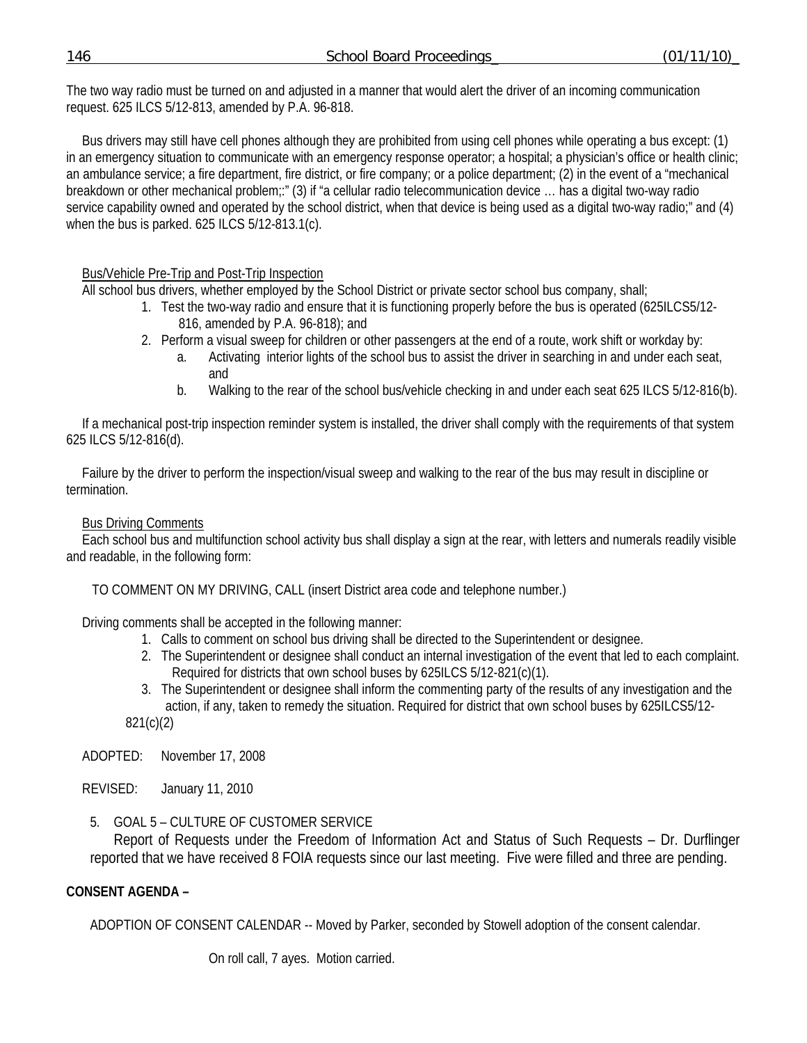The two way radio must be turned on and adjusted in a manner that would alert the driver of an incoming communication request. 625 ILCS 5/12-813, amended by P.A. 96-818.

Bus drivers may still have cell phones although they are prohibited from using cell phones while operating a bus except: (1) in an emergency situation to communicate with an emergency response operator; a hospital; a physician's office or health clinic; an ambulance service; a fire department, fire district, or fire company; or a police department; (2) in the event of a "mechanical breakdown or other mechanical problem;:" (3) if "a cellular radio telecommunication device … has a digital two-way radio service capability owned and operated by the school district, when that device is being used as a digital two-way radio;" and (4) when the bus is parked. 625 ILCS 5/12-813.1(c).

Bus/Vehicle Pre-Trip and Post-Trip Inspection

All school bus drivers, whether employed by the School District or private sector school bus company, shall;

1. Test the two-way radio and ensure that it is functioning properly before the bus is operated (625ILCS5/12-816, amended by P.A. 96-818); and
2. Perform a visual sweep for children or other passengers at the end of a route, work shift or workday by:
    a. Activating interior lights of the school bus to assist the driver in searching in and under each seat, and
    b. Walking to the rear of the school bus/vehicle checking in and under each seat 625 ILCS 5/12-816(b).

If a mechanical post-trip inspection reminder system is installed, the driver shall comply with the requirements of that system 625 ILCS 5/12-816(d).

Failure by the driver to perform the inspection/visual sweep and walking to the rear of the bus may result in discipline or termination.

Bus Driving Comments

Each school bus and multifunction school activity bus shall display a sign at the rear, with letters and numerals readily visible and readable, in the following form:

TO COMMENT ON MY DRIVING, CALL (insert District area code and telephone number.)

Driving comments shall be accepted in the following manner:

1. Calls to comment on school bus driving shall be directed to the Superintendent or designee.
2. The Superintendent or designee shall conduct an internal investigation of the event that led to each complaint. Required for districts that own school buses by 625ILCS 5/12-821(c)(1).
3. The Superintendent or designee shall inform the commenting party of the results of any investigation and the action, if any, taken to remedy the situation. Required for district that own school buses by 625ILCS5/12-821(c)(2)

ADOPTED: November 17, 2008

REVISED: January 11, 2010

5. GOAL 5 – CULTURE OF CUSTOMER SERVICE

Report of Requests under the Freedom of Information Act and Status of Such Requests – Dr. Durflinger reported that we have received 8 FOIA requests since our last meeting. Five were filled and three are pending.

**CONSENT AGENDA –**

ADOPTION OF CONSENT CALENDAR -- Moved by Parker, seconded by Stowell adoption of the consent calendar.

On roll call, 7 ayes. Motion carried.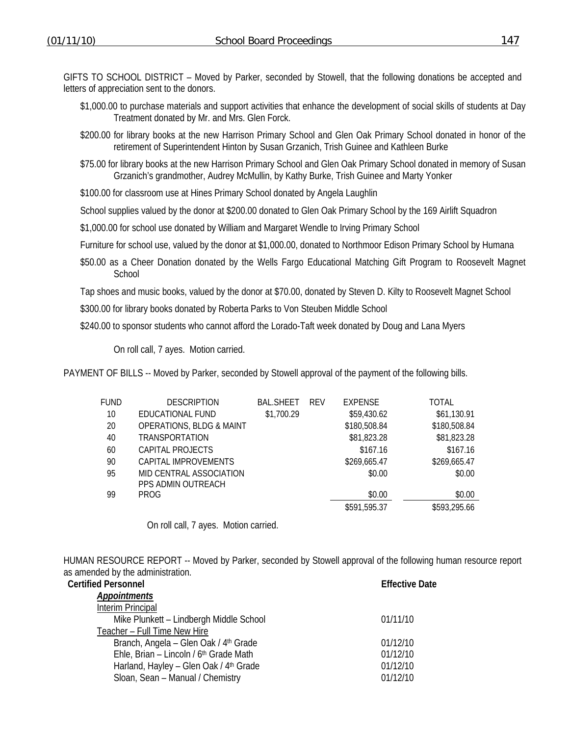GIFTS TO SCHOOL DISTRICT – Moved by Parker, seconded by Stowell, that the following donations be accepted and letters of appreciation sent to the donors.

$1,000.00 to purchase materials and support activities that enhance the development of social skills of students at Day Treatment donated by Mr. and Mrs. Glen Forck.

$200.00 for library books at the new Harrison Primary School and Glen Oak Primary School donated in honor of the retirement of Superintendent Hinton by Susan Grzanich, Trish Guinee and Kathleen Burke

$75.00 for library books at the new Harrison Primary School and Glen Oak Primary School donated in memory of Susan Grzanich's grandmother, Audrey McMullin, by Kathy Burke, Trish Guinee and Marty Yonker

$100.00 for classroom use at Hines Primary School donated by Angela Laughlin

School supplies valued by the donor at $200.00 donated to Glen Oak Primary School by the 169 Airlift Squadron

$1,000.00 for school use donated by William and Margaret Wendle to Irving Primary School

Furniture for school use, valued by the donor at $1,000.00, donated to Northmoor Edison Primary School by Humana

$50.00 as a Cheer Donation donated by the Wells Fargo Educational Matching Gift Program to Roosevelt Magnet School

Tap shoes and music books, valued by the donor at $70.00, donated by Steven D. Kilty to Roosevelt Magnet School

$300.00 for library books donated by Roberta Parks to Von Steuben Middle School

$240.00 to sponsor students who cannot afford the Lorado-Taft week donated by Doug and Lana Myers

On roll call, 7 ayes. Motion carried.

PAYMENT OF BILLS -- Moved by Parker, seconded by Stowell approval of the payment of the following bills.

| FUND | DESCRIPTION | BAL.SHEET | REV | EXPENSE | TOTAL |
|---|---|---|---|---|---|
| 10 | EDUCATIONAL FUND | $1,700.29 | | $59,430.62 | $61,130.91 |
| 20 | OPERATIONS, BLDG & MAINT | | | $180,508.84 | $180,508.84 |
| 40 | TRANSPORTATION | | | $81,823.28 | $81,823.28 |
| 60 | CAPITAL PROJECTS | | | $167.16 | $167.16 |
| 90 | CAPITAL IMPROVEMENTS | | | $269,665.47 | $269,665.47 |
| 95 | MID CENTRAL ASSOCIATION | | | $0.00 | $0.00 |
| 99 | PPS ADMIN OUTREACH PROG | | | $0.00 | $0.00 |
| | | | | $591,595.37 | $593,295.66 |

On roll call, 7 ayes. Motion carried.

HUMAN RESOURCE REPORT -- Moved by Parker, seconded by Stowell approval of the following human resource report as amended by the administration.

| **Certified Personnel** | **Effective Date** |
|---|---|
| ***Appointments*** | |
| Interim Principal | |
| Mike Plunkett – Lindbergh Middle School | 01/11/10 |
| Teacher – Full Time New Hire | |
| Branch, Angela – Glen Oak / 4th Grade | 01/12/10 |
| Ehle, Brian – Lincoln / 6th Grade Math | 01/12/10 |
| Harland, Hayley – Glen Oak / 4th Grade | 01/12/10 |
| Sloan, Sean – Manual / Chemistry | 01/12/10 |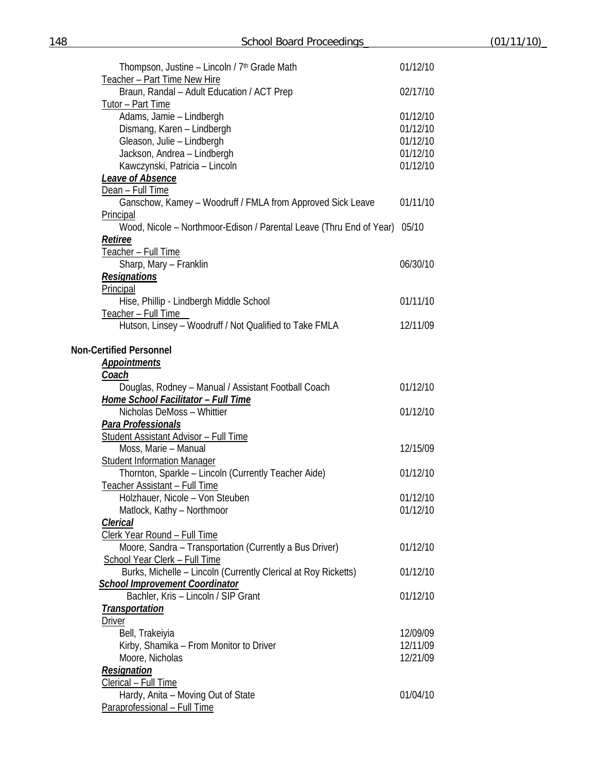Thompson, Justine – Lincoln / 7th Grade Math 01/12/10

Teacher – Part Time New Hire

Braun, Randal – Adult Education / ACT Prep 02/17/10

Tutor – Part Time

Adams, Jamie – Lindbergh 01/12/10

Dismang, Karen – Lindbergh 01/12/10

Gleason, Julie – Lindbergh 01/12/10

Jackson, Andrea – Lindbergh 01/12/10

Kawczynski, Patricia – Lincoln 01/12/10

***Leave of Absence***

Dean – Full Time

Ganschow, Kamey – Woodruff / FMLA from Approved Sick Leave 01/11/10

Principal

Wood, Nicole – Northmoor-Edison / Parental Leave (Thru End of Year) 05/10

***Retiree***

Teacher – Full Time

Sharp, Mary – Franklin 06/30/10

***Resignations***

Principal

Hise, Phillip - Lindbergh Middle School 01/11/10

Teacher – Full Time

Hutson, Linsey – Woodruff / Not Qualified to Take FMLA 12/11/09

**Non-Certified Personnel**

***Appointments***

***Coach***

Douglas, Rodney – Manual / Assistant Football Coach 01/12/10

***Home School Facilitator – Full Time***

Nicholas DeMoss – Whittier 01/12/10

***Para Professionals***

Student Assistant Advisor – Full Time

Moss, Marie – Manual 12/15/09

Student Information Manager

Thornton, Sparkle – Lincoln (Currently Teacher Aide) 01/12/10

Teacher Assistant – Full Time

Holzhauer, Nicole – Von Steuben 01/12/10

Matlock, Kathy – Northmoor 01/12/10

***Clerical***

Clerk Year Round – Full Time

Moore, Sandra – Transportation (Currently a Bus Driver) 01/12/10

School Year Clerk – Full Time

Burks, Michelle – Lincoln (Currently Clerical at Roy Ricketts) 01/12/10

***School Improvement Coordinator***

Bachler, Kris – Lincoln / SIP Grant 01/12/10

***Transportation***

Driver

Bell, Trakeiyia 12/09/09

Kirby, Shamika – From Monitor to Driver 12/11/09

Moore, Nicholas 12/21/09

***Resignation***

Clerical – Full Time

Hardy, Anita – Moving Out of State 01/04/10

Paraprofessional – Full Time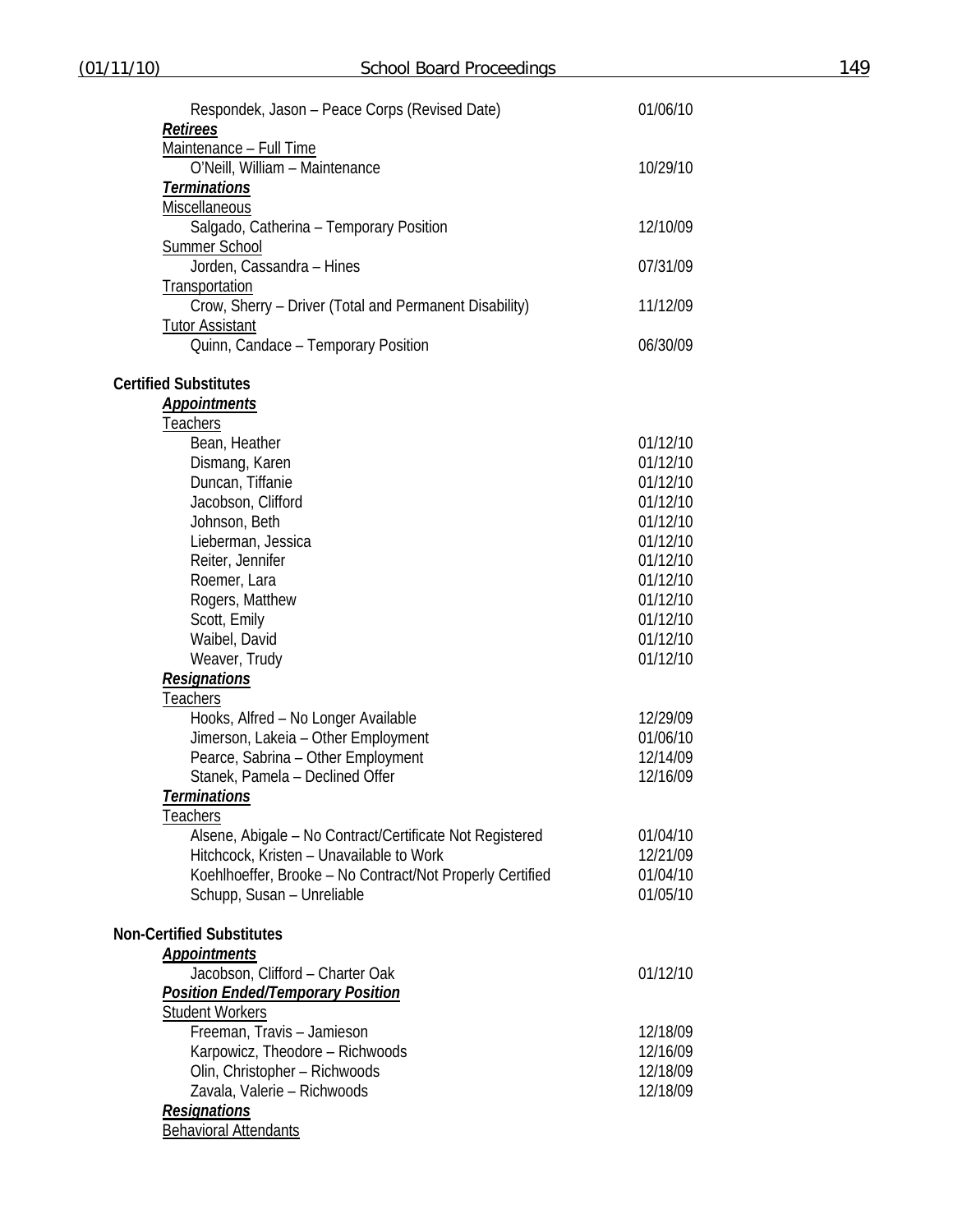| | |
|---|---|
| Respondek, Jason – Peace Corps (Revised Date) | 01/06/10 |
| ***Retirees*** | |
| Maintenance – Full Time | |
| O'Neill, William – Maintenance | 10/29/10 |
| ***Terminations*** | |
| Miscellaneous | |
| Salgado, Catherina – Temporary Position | 12/10/09 |
| Summer School | |
| Jorden, Cassandra – Hines | 07/31/09 |
| Transportation | |
| Crow, Sherry – Driver (Total and Permanent Disability) | 11/12/09 |
| Tutor Assistant | |
| Quinn, Candace – Temporary Position | 06/30/09 |

**Certified Substitutes**

| | |
|---|---|
| ***Appointments*** | |
| Teachers | |
| Bean, Heather | 01/12/10 |
| Dismang, Karen | 01/12/10 |
| Duncan, Tiffanie | 01/12/10 |
| Jacobson, Clifford | 01/12/10 |
| Johnson, Beth | 01/12/10 |
| Lieberman, Jessica | 01/12/10 |
| Reiter, Jennifer | 01/12/10 |
| Roemer, Lara | 01/12/10 |
| Rogers, Matthew | 01/12/10 |
| Scott, Emily | 01/12/10 |
| Waibel, David | 01/12/10 |
| Weaver, Trudy | 01/12/10 |
| ***Resignations*** | |
| Teachers | |
| Hooks, Alfred – No Longer Available | 12/29/09 |
| Jimerson, Lakeia – Other Employment | 01/06/10 |
| Pearce, Sabrina – Other Employment | 12/14/09 |
| Stanek, Pamela – Declined Offer | 12/16/09 |
| ***Terminations*** | |
| Teachers | |
| Alsene, Abigale – No Contract/Certificate Not Registered | 01/04/10 |
| Hitchcock, Kristen – Unavailable to Work | 12/21/09 |
| Koehlhoeffer, Brooke – No Contract/Not Properly Certified | 01/04/10 |
| Schupp, Susan – Unreliable | 01/05/10 |

**Non-Certified Substitutes**

| | |
|---|---|
| ***Appointments*** | |
| Jacobson, Clifford – Charter Oak | 01/12/10 |
| ***Position Ended/Temporary Position*** | |
| Student Workers | |
| Freeman, Travis – Jamieson | 12/18/09 |
| Karpowicz, Theodore – Richwoods | 12/16/09 |
| Olin, Christopher – Richwoods | 12/18/09 |
| Zavala, Valerie – Richwoods | 12/18/09 |
| ***Resignations*** | |
| Behavioral Attendants | |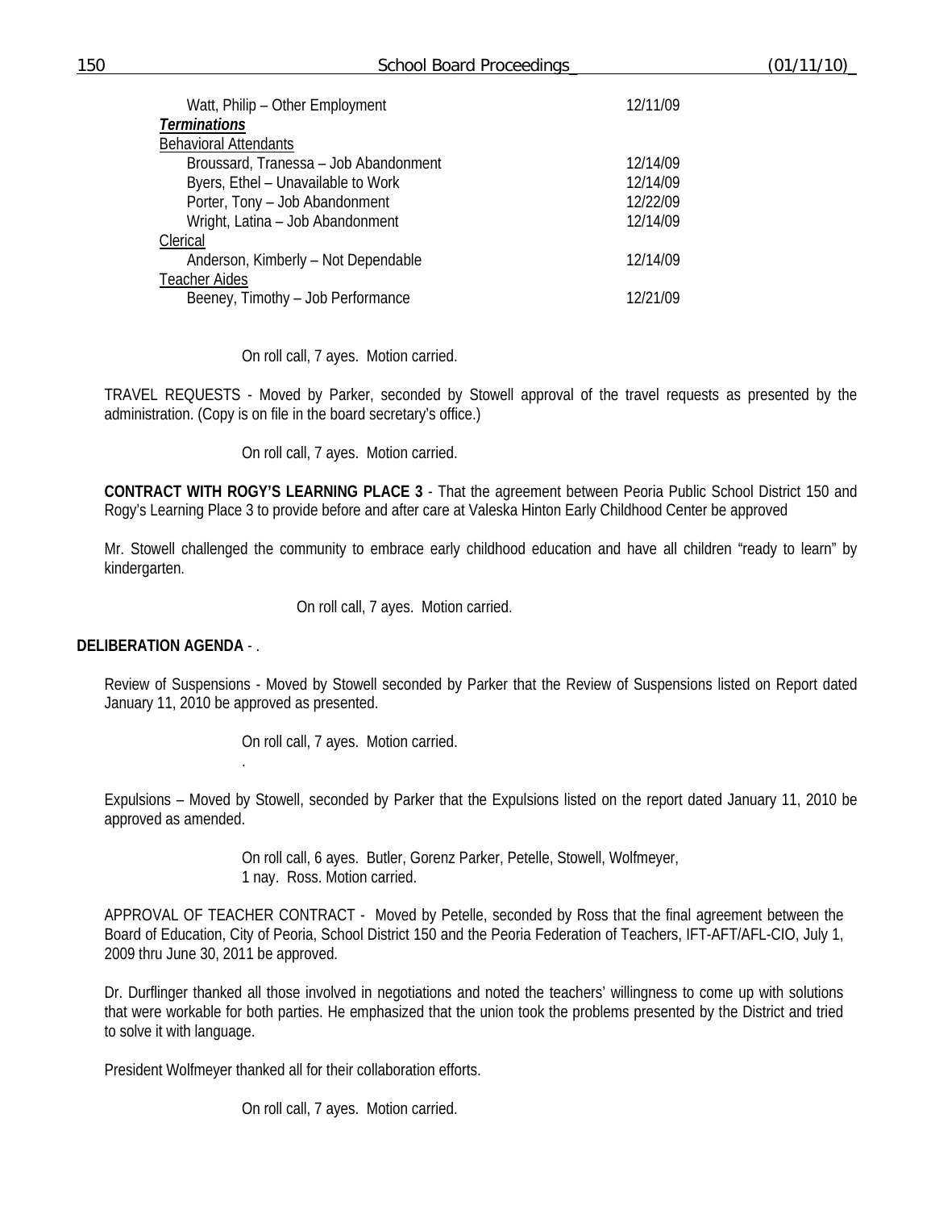Watt, Philip – Other Employment 12/11/09

***Terminations***

Behavioral Attendants

| | |
|---|---|
| Broussard, Tranessa – Job Abandonment | 12/14/09 |
| Byers, Ethel – Unavailable to Work | 12/14/09 |
| Porter, Tony – Job Abandonment | 12/22/09 |
| Wright, Latina – Job Abandonment | 12/14/09 |

Clerical

| | |
|---|---|
| Anderson, Kimberly – Not Dependable | 12/14/09 |

Teacher Aides

| | |
|---|---|
| Beeney, Timothy – Job Performance | 12/21/09 |

On roll call, 7 ayes. Motion carried.

TRAVEL REQUESTS - Moved by Parker, seconded by Stowell approval of the travel requests as presented by the administration. (Copy is on file in the board secretary's office.)

On roll call, 7 ayes. Motion carried.

**CONTRACT WITH ROGY'S LEARNING PLACE 3** - That the agreement between Peoria Public School District 150 and Rogy's Learning Place 3 to provide before and after care at Valeska Hinton Early Childhood Center be approved

Mr. Stowell challenged the community to embrace early childhood education and have all children "ready to learn" by kindergarten.

On roll call, 7 ayes. Motion carried.

**DELIBERATION AGENDA** - .

Review of Suspensions - Moved by Stowell seconded by Parker that the Review of Suspensions listed on Report dated January 11, 2010 be approved as presented.

On roll call, 7 ayes. Motion carried.

.

Expulsions – Moved by Stowell, seconded by Parker that the Expulsions listed on the report dated January 11, 2010 be approved as amended.

On roll call, 6 ayes. Butler, Gorenz Parker, Petelle, Stowell, Wolfmeyer,
1 nay. Ross. Motion carried.

APPROVAL OF TEACHER CONTRACT - Moved by Petelle, seconded by Ross that the final agreement between the Board of Education, City of Peoria, School District 150 and the Peoria Federation of Teachers, IFT-AFT/AFL-CIO, July 1, 2009 thru June 30, 2011 be approved.

Dr. Durflinger thanked all those involved in negotiations and noted the teachers' willingness to come up with solutions that were workable for both parties. He emphasized that the union took the problems presented by the District and tried to solve it with language.

President Wolfmeyer thanked all for their collaboration efforts.

On roll call, 7 ayes. Motion carried.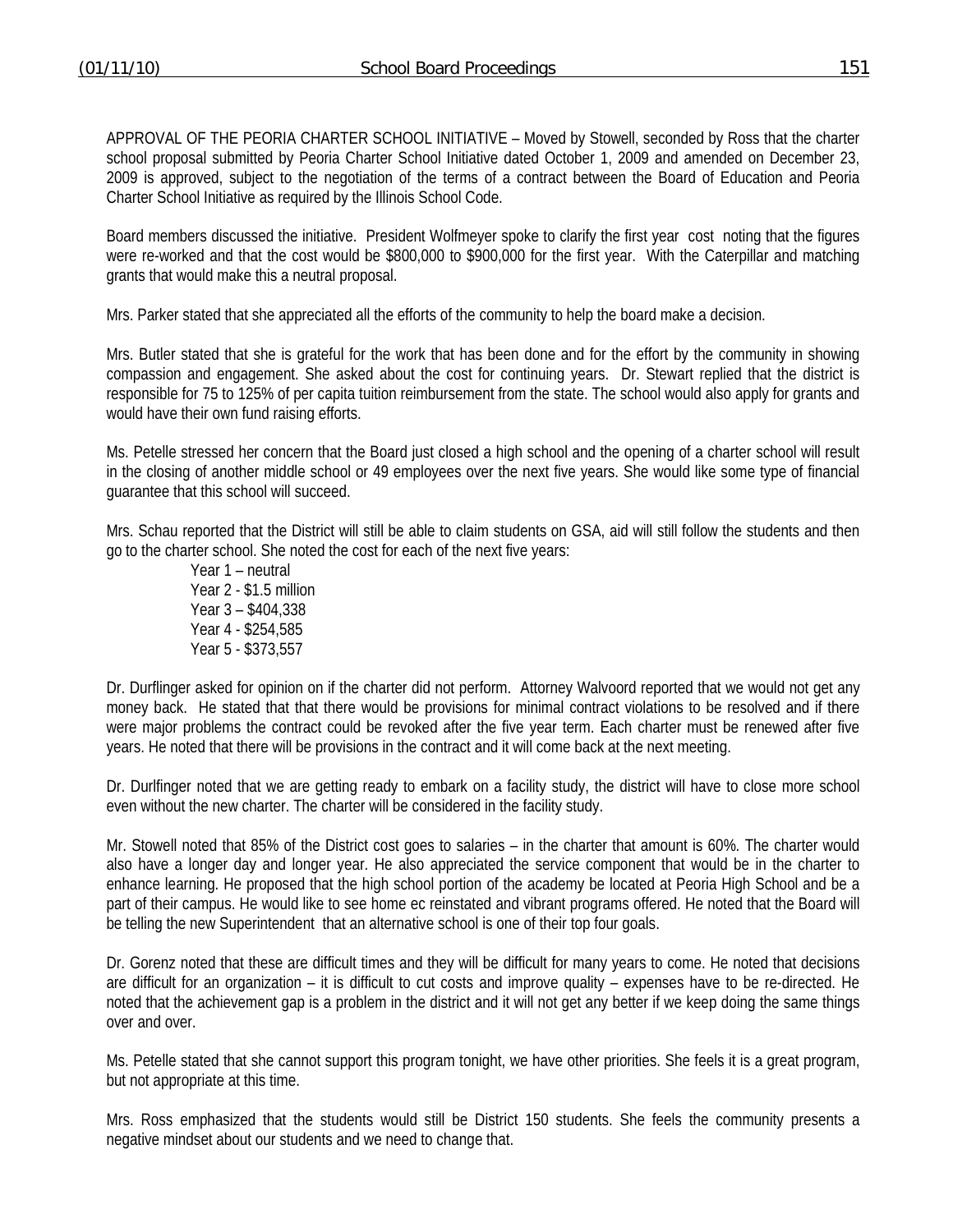APPROVAL OF THE PEORIA CHARTER SCHOOL INITIATIVE – Moved by Stowell, seconded by Ross that the charter school proposal submitted by Peoria Charter School Initiative dated October 1, 2009 and amended on December 23, 2009 is approved, subject to the negotiation of the terms of a contract between the Board of Education and Peoria Charter School Initiative as required by the Illinois School Code.

Board members discussed the initiative. President Wolfmeyer spoke to clarify the first year cost noting that the figures were re-worked and that the cost would be $800,000 to $900,000 for the first year. With the Caterpillar and matching grants that would make this a neutral proposal.

Mrs. Parker stated that she appreciated all the efforts of the community to help the board make a decision.

Mrs. Butler stated that she is grateful for the work that has been done and for the effort by the community in showing compassion and engagement. She asked about the cost for continuing years. Dr. Stewart replied that the district is responsible for 75 to 125% of per capita tuition reimbursement from the state. The school would also apply for grants and would have their own fund raising efforts.

Ms. Petelle stressed her concern that the Board just closed a high school and the opening of a charter school will result in the closing of another middle school or 49 employees over the next five years. She would like some type of financial guarantee that this school will succeed.

Mrs. Schau reported that the District will still be able to claim students on GSA, aid will still follow the students and then go to the charter school. She noted the cost for each of the next five years:

Year 1 – neutral
Year 2 - $1.5 million
Year 3 – $404,338
Year 4 - $254,585
Year 5 - $373,557

Dr. Durflinger asked for opinion on if the charter did not perform. Attorney Walvoord reported that we would not get any money back. He stated that that there would be provisions for minimal contract violations to be resolved and if there were major problems the contract could be revoked after the five year term. Each charter must be renewed after five years. He noted that there will be provisions in the contract and it will come back at the next meeting.

Dr. Durlfinger noted that we are getting ready to embark on a facility study, the district will have to close more school even without the new charter. The charter will be considered in the facility study.

Mr. Stowell noted that 85% of the District cost goes to salaries – in the charter that amount is 60%. The charter would also have a longer day and longer year. He also appreciated the service component that would be in the charter to enhance learning. He proposed that the high school portion of the academy be located at Peoria High School and be a part of their campus. He would like to see home ec reinstated and vibrant programs offered. He noted that the Board will be telling the new Superintendent that an alternative school is one of their top four goals.

Dr. Gorenz noted that these are difficult times and they will be difficult for many years to come. He noted that decisions are difficult for an organization – it is difficult to cut costs and improve quality – expenses have to be re-directed. He noted that the achievement gap is a problem in the district and it will not get any better if we keep doing the same things over and over.

Ms. Petelle stated that she cannot support this program tonight, we have other priorities. She feels it is a great program, but not appropriate at this time.

Mrs. Ross emphasized that the students would still be District 150 students. She feels the community presents a negative mindset about our students and we need to change that.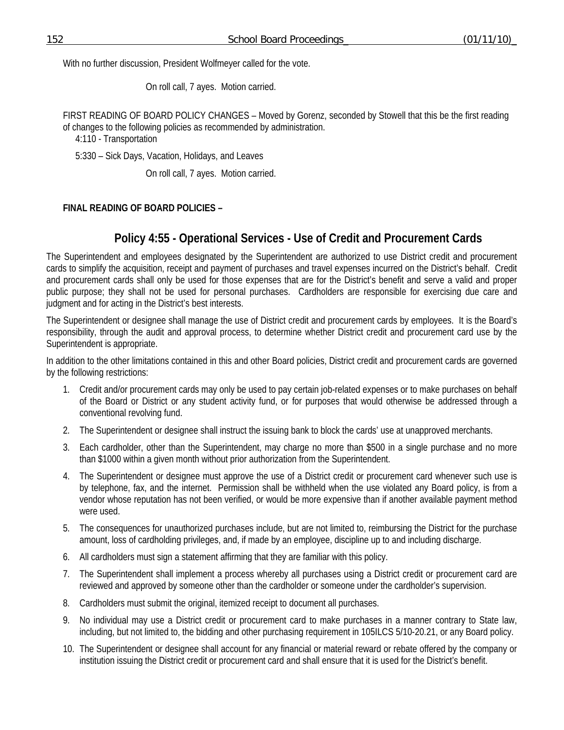With no further discussion, President Wolfmeyer called for the vote.

On roll call, 7 ayes. Motion carried.

FIRST READING OF BOARD POLICY CHANGES – Moved by Gorenz, seconded by Stowell that this be the first reading of changes to the following policies as recommended by administration.

4:110 - Transportation

5:330 – Sick Days, Vacation, Holidays, and Leaves

On roll call, 7 ayes. Motion carried.

**FINAL READING OF BOARD POLICIES –**

## Policy 4:55 - Operational Services - Use of Credit and Procurement Cards

The Superintendent and employees designated by the Superintendent are authorized to use District credit and procurement cards to simplify the acquisition, receipt and payment of purchases and travel expenses incurred on the District's behalf. Credit and procurement cards shall only be used for those expenses that are for the District's benefit and serve a valid and proper public purpose; they shall not be used for personal purchases. Cardholders are responsible for exercising due care and judgment and for acting in the District's best interests.

The Superintendent or designee shall manage the use of District credit and procurement cards by employees. It is the Board's responsibility, through the audit and approval process, to determine whether District credit and procurement card use by the Superintendent is appropriate.

In addition to the other limitations contained in this and other Board policies, District credit and procurement cards are governed by the following restrictions:

1. Credit and/or procurement cards may only be used to pay certain job-related expenses or to make purchases on behalf of the Board or District or any student activity fund, or for purposes that would otherwise be addressed through a conventional revolving fund.
2. The Superintendent or designee shall instruct the issuing bank to block the cards' use at unapproved merchants.
3. Each cardholder, other than the Superintendent, may charge no more than $500 in a single purchase and no more than $1000 within a given month without prior authorization from the Superintendent.
4. The Superintendent or designee must approve the use of a District credit or procurement card whenever such use is by telephone, fax, and the internet. Permission shall be withheld when the use violated any Board policy, is from a vendor whose reputation has not been verified, or would be more expensive than if another available payment method were used.
5. The consequences for unauthorized purchases include, but are not limited to, reimbursing the District for the purchase amount, loss of cardholding privileges, and, if made by an employee, discipline up to and including discharge.
6. All cardholders must sign a statement affirming that they are familiar with this policy.
7. The Superintendent shall implement a process whereby all purchases using a District credit or procurement card are reviewed and approved by someone other than the cardholder or someone under the cardholder's supervision.
8. Cardholders must submit the original, itemized receipt to document all purchases.
9. No individual may use a District credit or procurement card to make purchases in a manner contrary to State law, including, but not limited to, the bidding and other purchasing requirement in 105ILCS 5/10-20.21, or any Board policy.
10. The Superintendent or designee shall account for any financial or material reward or rebate offered by the company or institution issuing the District credit or procurement card and shall ensure that it is used for the District's benefit.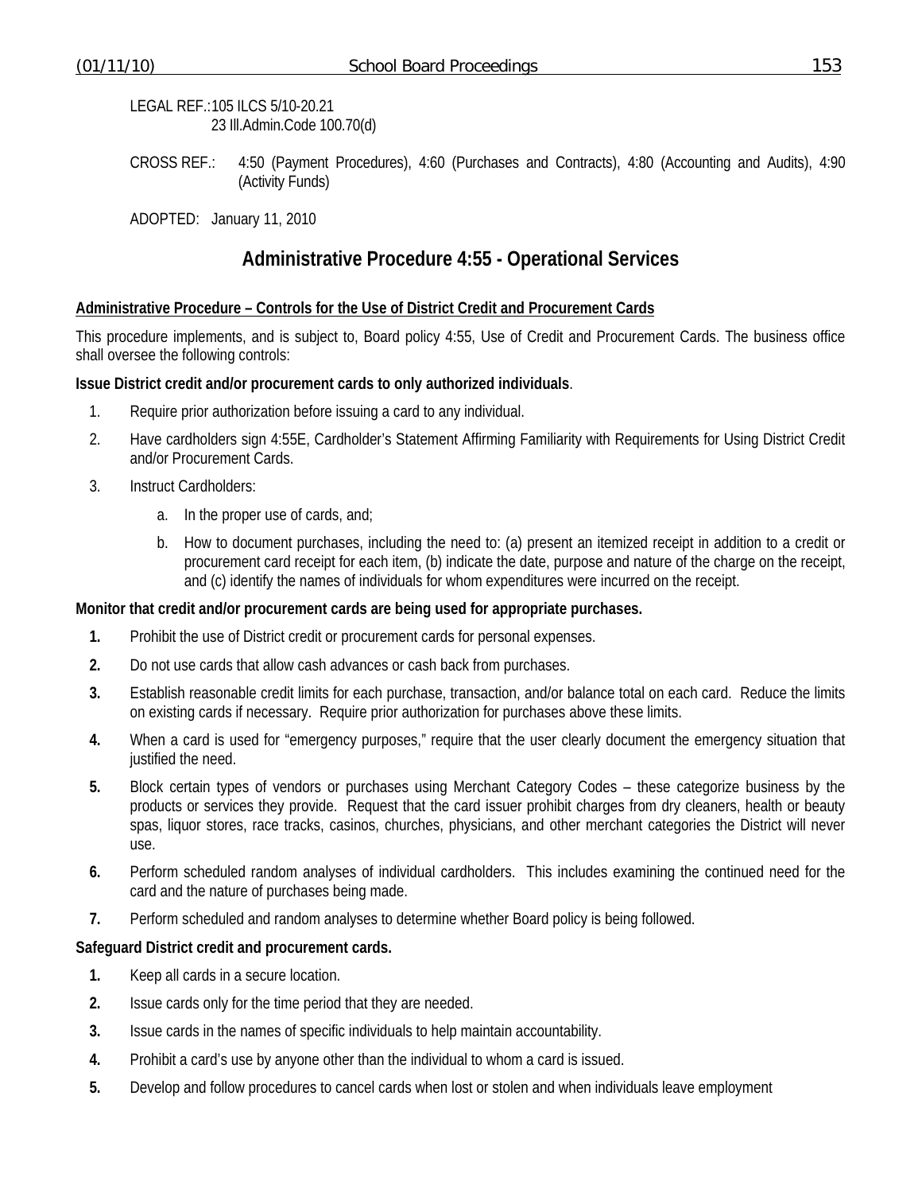LEGAL REF.: 105 ILCS 5/10-20.21
23 Ill.Admin.Code 100.70(d)

CROSS REF.: 4:50 (Payment Procedures), 4:60 (Purchases and Contracts), 4:80 (Accounting and Audits), 4:90 (Activity Funds)

ADOPTED: January 11, 2010

## Administrative Procedure 4:55 - Operational Services

**Administrative Procedure – Controls for the Use of District Credit and Procurement Cards**

This procedure implements, and is subject to, Board policy 4:55, Use of Credit and Procurement Cards. The business office shall oversee the following controls:

**Issue District credit and/or procurement cards to only authorized individuals**.

1. Require prior authorization before issuing a card to any individual.
2. Have cardholders sign 4:55E, Cardholder's Statement Affirming Familiarity with Requirements for Using District Credit and/or Procurement Cards.
3. Instruct Cardholders:
   a. In the proper use of cards, and;
   b. How to document purchases, including the need to: (a) present an itemized receipt in addition to a credit or procurement card receipt for each item, (b) indicate the date, purpose and nature of the charge on the receipt, and (c) identify the names of individuals for whom expenditures were incurred on the receipt.

**Monitor that credit and/or procurement cards are being used for appropriate purchases.**

1. Prohibit the use of District credit or procurement cards for personal expenses.
2. Do not use cards that allow cash advances or cash back from purchases.
3. Establish reasonable credit limits for each purchase, transaction, and/or balance total on each card. Reduce the limits on existing cards if necessary. Require prior authorization for purchases above these limits.
4. When a card is used for "emergency purposes," require that the user clearly document the emergency situation that justified the need.
5. Block certain types of vendors or purchases using Merchant Category Codes – these categorize business by the products or services they provide. Request that the card issuer prohibit charges from dry cleaners, health or beauty spas, liquor stores, race tracks, casinos, churches, physicians, and other merchant categories the District will never use.
6. Perform scheduled random analyses of individual cardholders. This includes examining the continued need for the card and the nature of purchases being made.
7. Perform scheduled and random analyses to determine whether Board policy is being followed.

**Safeguard District credit and procurement cards.**

1. Keep all cards in a secure location.
2. Issue cards only for the time period that they are needed.
3. Issue cards in the names of specific individuals to help maintain accountability.
4. Prohibit a card's use by anyone other than the individual to whom a card is issued.
5. Develop and follow procedures to cancel cards when lost or stolen and when individuals leave employment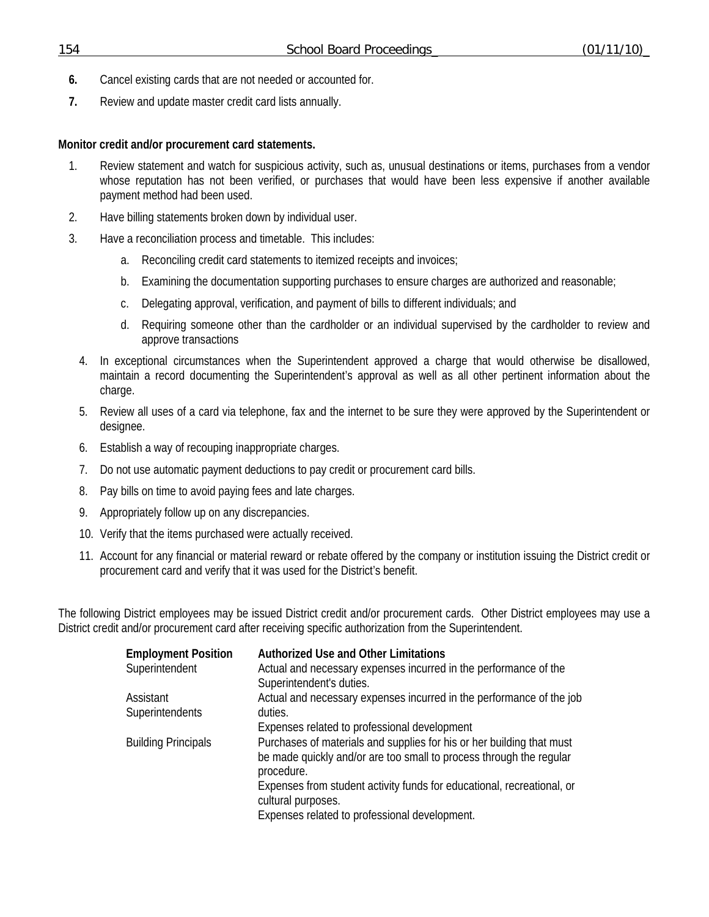**6.** Cancel existing cards that are not needed or accounted for.

**7.** Review and update master credit card lists annually.

**Monitor credit and/or procurement card statements.**

1. Review statement and watch for suspicious activity, such as, unusual destinations or items, purchases from a vendor whose reputation has not been verified, or purchases that would have been less expensive if another available payment method had been used.
2. Have billing statements broken down by individual user.
3. Have a reconciliation process and timetable. This includes:
   a. Reconciling credit card statements to itemized receipts and invoices;
   b. Examining the documentation supporting purchases to ensure charges are authorized and reasonable;
   c. Delegating approval, verification, and payment of bills to different individuals; and
   d. Requiring someone other than the cardholder or an individual supervised by the cardholder to review and approve transactions
4. In exceptional circumstances when the Superintendent approved a charge that would otherwise be disallowed, maintain a record documenting the Superintendent's approval as well as all other pertinent information about the charge.
5. Review all uses of a card via telephone, fax and the internet to be sure they were approved by the Superintendent or designee.
6. Establish a way of recouping inappropriate charges.
7. Do not use automatic payment deductions to pay credit or procurement card bills.
8. Pay bills on time to avoid paying fees and late charges.
9. Appropriately follow up on any discrepancies.
10. Verify that the items purchased were actually received.
11. Account for any financial or material reward or rebate offered by the company or institution issuing the District credit or procurement card and verify that it was used for the District's benefit.

The following District employees may be issued District credit and/or procurement cards. Other District employees may use a District credit and/or procurement card after receiving specific authorization from the Superintendent.

| Employment Position | Authorized Use and Other Limitations |
|---|---|
| Superintendent | Actual and necessary expenses incurred in the performance of the Superintendent's duties. |
| Assistant Superintendents | Actual and necessary expenses incurred in the performance of the job duties.<br>Expenses related to professional development |
| Building Principals | Purchases of materials and supplies for his or her building that must be made quickly and/or are too small to process through the regular procedure.<br>Expenses from student activity funds for educational, recreational, or cultural purposes.<br>Expenses related to professional development. |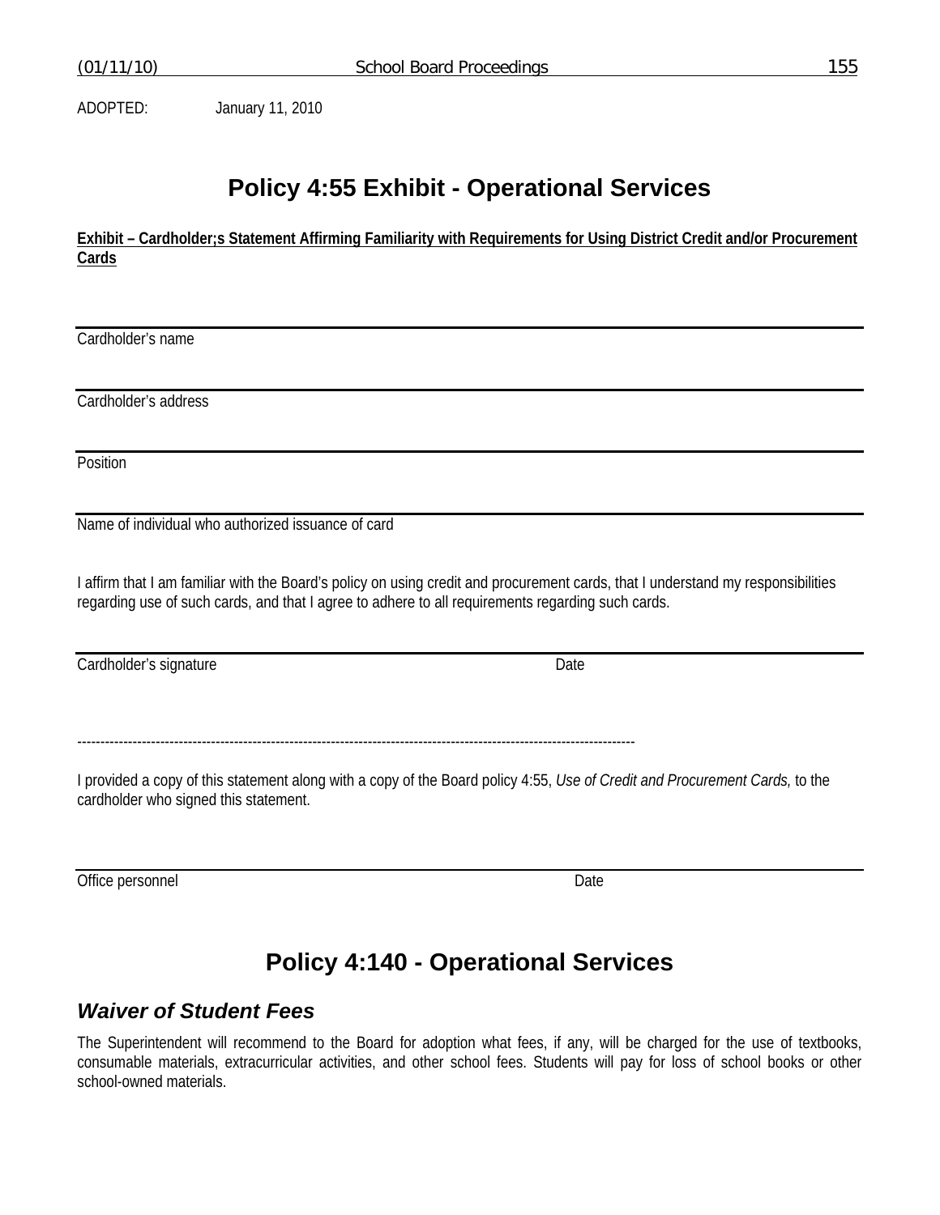ADOPTED: January 11, 2010

# Policy 4:55 Exhibit - Operational Services

**Exhibit – Cardholder;s Statement Affirming Familiarity with Requirements for Using District Credit and/or Procurement Cards**

---

Cardholder's name

---

Cardholder's address

---

Position

---

Name of individual who authorized issuance of card

I affirm that I am familiar with the Board's policy on using credit and procurement cards, that I understand my responsibilities regarding use of such cards, and that I agree to adhere to all requirements regarding such cards.

---

Cardholder's signature Date

------------------------------------------------------------------------------------------------------------------------

I provided a copy of this statement along with a copy of the Board policy 4:55, *Use of Credit and Procurement Cards,* to the cardholder who signed this statement.

---

Office personnel Date

# Policy 4:140 - Operational Services

## *Waiver of Student Fees*

The Superintendent will recommend to the Board for adoption what fees, if any, will be charged for the use of textbooks, consumable materials, extracurricular activities, and other school fees. Students will pay for loss of school books or other school-owned materials.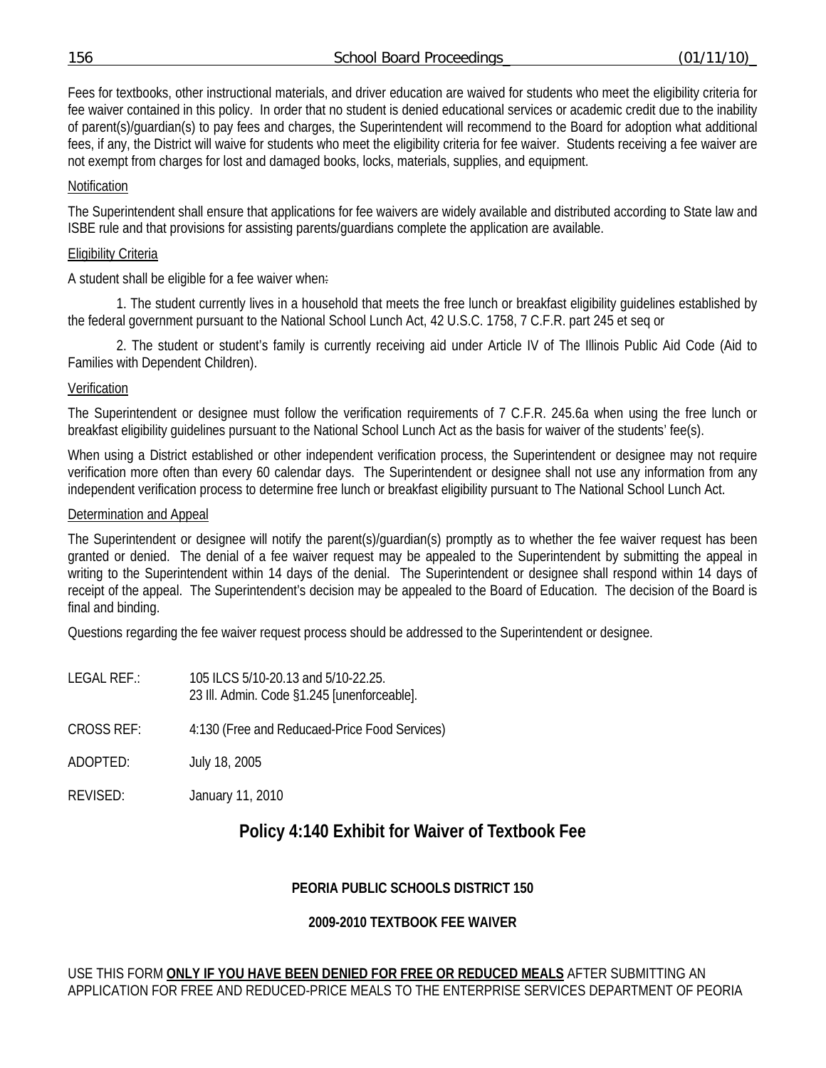Fees for textbooks, other instructional materials, and driver education are waived for students who meet the eligibility criteria for fee waiver contained in this policy. In order that no student is denied educational services or academic credit due to the inability of parent(s)/guardian(s) to pay fees and charges, the Superintendent will recommend to the Board for adoption what additional fees, if any, the District will waive for students who meet the eligibility criteria for fee waiver. Students receiving a fee waiver are not exempt from charges for lost and damaged books, locks, materials, supplies, and equipment.

Notification

The Superintendent shall ensure that applications for fee waivers are widely available and distributed according to State law and ISBE rule and that provisions for assisting parents/guardians complete the application are available.

Eligibility Criteria

A student shall be eligible for a fee waiver when:

1. The student currently lives in a household that meets the free lunch or breakfast eligibility guidelines established by the federal government pursuant to the National School Lunch Act, 42 U.S.C. 1758, 7 C.F.R. part 245 et seq or

2. The student or student's family is currently receiving aid under Article IV of The Illinois Public Aid Code (Aid to Families with Dependent Children).

Verification

The Superintendent or designee must follow the verification requirements of 7 C.F.R. 245.6a when using the free lunch or breakfast eligibility guidelines pursuant to the National School Lunch Act as the basis for waiver of the students' fee(s).

When using a District established or other independent verification process, the Superintendent or designee may not require verification more often than every 60 calendar days. The Superintendent or designee shall not use any information from any independent verification process to determine free lunch or breakfast eligibility pursuant to The National School Lunch Act.

Determination and Appeal

The Superintendent or designee will notify the parent(s)/guardian(s) promptly as to whether the fee waiver request has been granted or denied. The denial of a fee waiver request may be appealed to the Superintendent by submitting the appeal in writing to the Superintendent within 14 days of the denial. The Superintendent or designee shall respond within 14 days of receipt of the appeal. The Superintendent's decision may be appealed to the Board of Education. The decision of the Board is final and binding.

Questions regarding the fee waiver request process should be addressed to the Superintendent or designee.

LEGAL REF.: 105 ILCS 5/10-20.13 and 5/10-22.25.
23 Ill. Admin. Code §1.245 [unenforceable].

CROSS REF: 4:130 (Free and Reducaed-Price Food Services)

ADOPTED: July 18, 2005

REVISED: January 11, 2010

## Policy 4:140 Exhibit for Waiver of Textbook Fee

**PEORIA PUBLIC SCHOOLS DISTRICT 150**

**2009-2010 TEXTBOOK FEE WAIVER**

USE THIS FORM **ONLY IF YOU HAVE BEEN DENIED FOR FREE OR REDUCED MEALS** AFTER SUBMITTING AN APPLICATION FOR FREE AND REDUCED-PRICE MEALS TO THE ENTERPRISE SERVICES DEPARTMENT OF PEORIA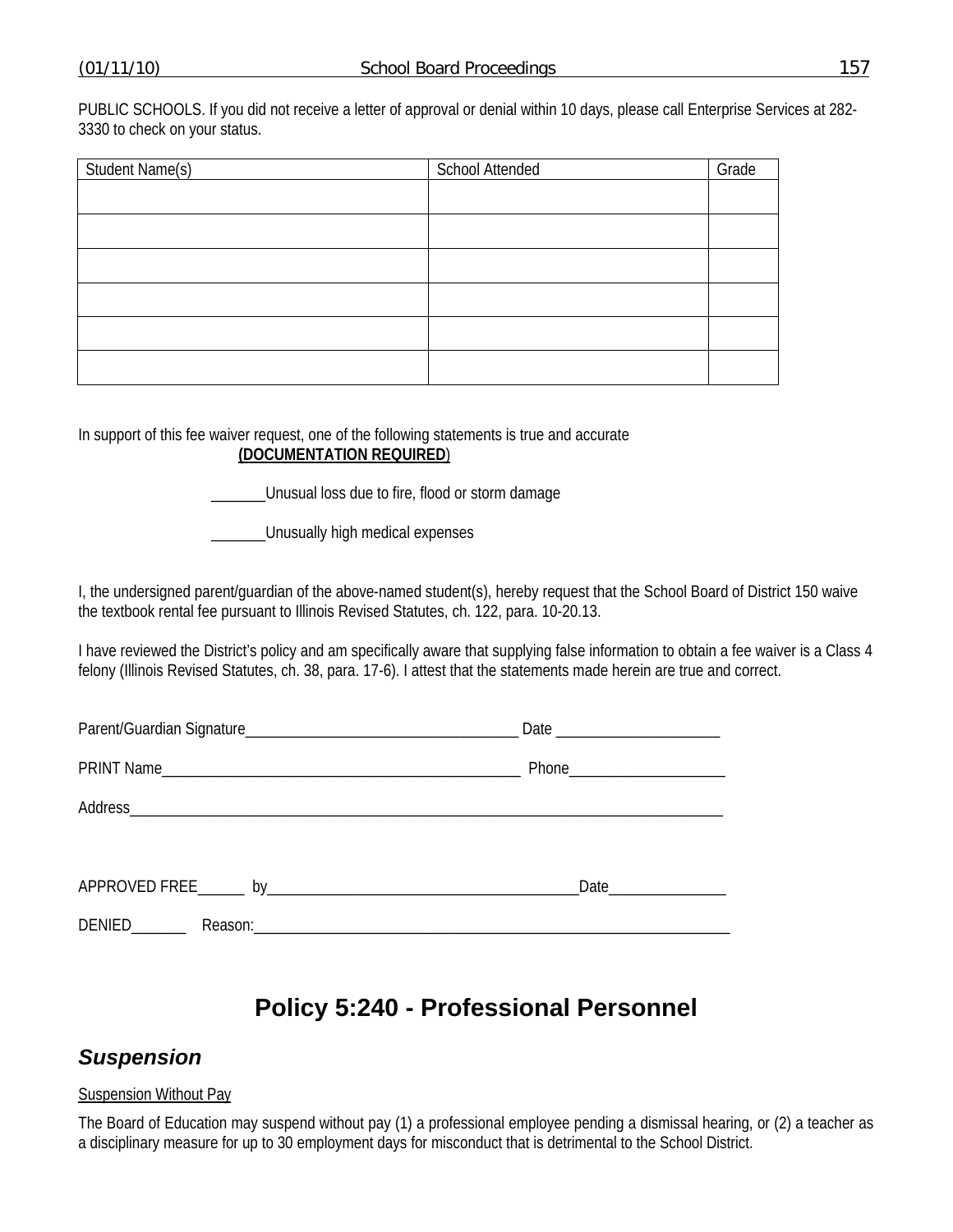PUBLIC SCHOOLS. If you did not receive a letter of approval or denial within 10 days, please call Enterprise Services at 282-3330 to check on your status.

| Student Name(s) | School Attended | Grade |
|---|---|---|
| | | |
| | | |
| | | |
| | | |
| | | |
| | | |

In support of this fee waiver request, one of the following statements is true and accurate **(DOCUMENTATION REQUIRED**)

_______Unusual loss due to fire, flood or storm damage

_______Unusually high medical expenses

I, the undersigned parent/guardian of the above-named student(s), hereby request that the School Board of District 150 waive the textbook rental fee pursuant to Illinois Revised Statutes, ch. 122, para. 10-20.13.

I have reviewed the District's policy and am specifically aware that supplying false information to obtain a fee waiver is a Class 4 felony (Illinois Revised Statutes, ch. 38, para. 17-6). I attest that the statements made herein are true and correct.

Parent/Guardian Signature___________________________________ Date _____________________

PRINT Name_______________________________________________ Phone____________________

Address_____________________________________________________________________________

APPROVED FREE______ by________________________________________Date_______________

DENIED_______ Reason:______________________________________________________________

# Policy 5:240 - Professional Personnel

## *Suspension*

Suspension Without Pay

The Board of Education may suspend without pay (1) a professional employee pending a dismissal hearing, or (2) a teacher as a disciplinary measure for up to 30 employment days for misconduct that is detrimental to the School District.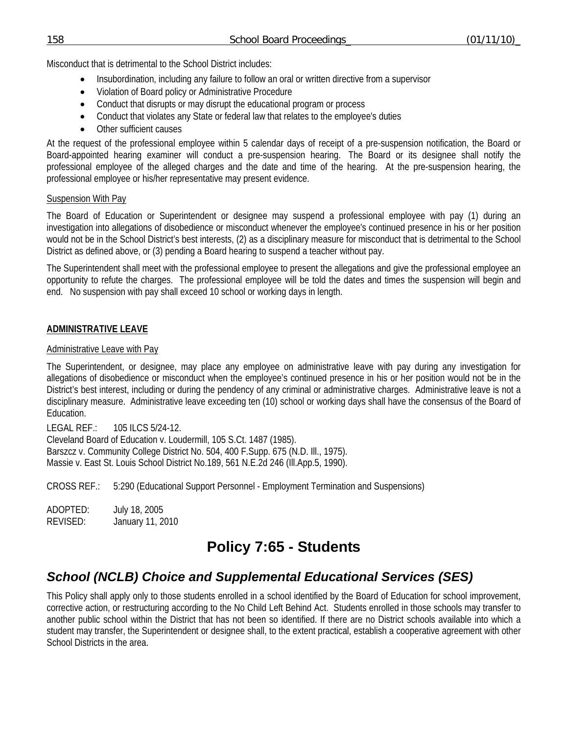Misconduct that is detrimental to the School District includes:

- Insubordination, including any failure to follow an oral or written directive from a supervisor
- Violation of Board policy or Administrative Procedure
- Conduct that disrupts or may disrupt the educational program or process
- Conduct that violates any State or federal law that relates to the employee's duties
- Other sufficient causes

At the request of the professional employee within 5 calendar days of receipt of a pre-suspension notification, the Board or Board-appointed hearing examiner will conduct a pre-suspension hearing. The Board or its designee shall notify the professional employee of the alleged charges and the date and time of the hearing. At the pre-suspension hearing, the professional employee or his/her representative may present evidence.

Suspension With Pay

The Board of Education or Superintendent or designee may suspend a professional employee with pay (1) during an investigation into allegations of disobedience or misconduct whenever the employee's continued presence in his or her position would not be in the School District's best interests, (2) as a disciplinary measure for misconduct that is detrimental to the School District as defined above, or (3) pending a Board hearing to suspend a teacher without pay.

The Superintendent shall meet with the professional employee to present the allegations and give the professional employee an opportunity to refute the charges. The professional employee will be told the dates and times the suspension will begin and end. No suspension with pay shall exceed 10 school or working days in length.

**ADMINISTRATIVE LEAVE**

Administrative Leave with Pay

The Superintendent, or designee, may place any employee on administrative leave with pay during any investigation for allegations of disobedience or misconduct when the employee's continued presence in his or her position would not be in the District's best interest, including or during the pendency of any criminal or administrative charges. Administrative leave is not a disciplinary measure. Administrative leave exceeding ten (10) school or working days shall have the consensus of the Board of Education.

LEGAL REF.: 105 ILCS 5/24-12.
Cleveland Board of Education v. Loudermill, 105 S.Ct. 1487 (1985).
Barszcz v. Community College District No. 504, 400 F.Supp. 675 (N.D. Ill., 1975).
Massie v. East St. Louis School District No.189, 561 N.E.2d 246 (Ill.App.5, 1990).

CROSS REF.: 5:290 (Educational Support Personnel - Employment Termination and Suspensions)

ADOPTED: July 18, 2005
REVISED: January 11, 2010

# Policy 7:65 - Students

## *School (NCLB) Choice and Supplemental Educational Services (SES)*

This Policy shall apply only to those students enrolled in a school identified by the Board of Education for school improvement, corrective action, or restructuring according to the No Child Left Behind Act. Students enrolled in those schools may transfer to another public school within the District that has not been so identified. If there are no District schools available into which a student may transfer, the Superintendent or designee shall, to the extent practical, establish a cooperative agreement with other School Districts in the area.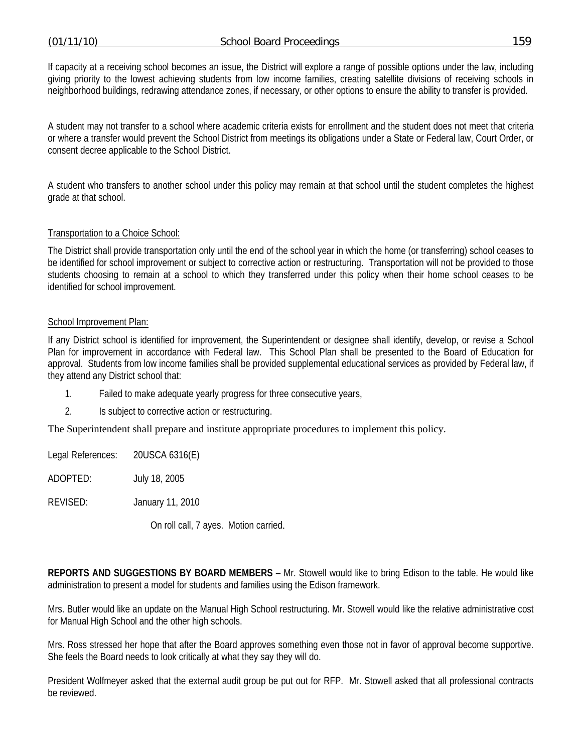If capacity at a receiving school becomes an issue, the District will explore a range of possible options under the law, including giving priority to the lowest achieving students from low income families, creating satellite divisions of receiving schools in neighborhood buildings, redrawing attendance zones, if necessary, or other options to ensure the ability to transfer is provided.

A student may not transfer to a school where academic criteria exists for enrollment and the student does not meet that criteria or where a transfer would prevent the School District from meetings its obligations under a State or Federal law, Court Order, or consent decree applicable to the School District.

A student who transfers to another school under this policy may remain at that school until the student completes the highest grade at that school.

<u>Transportation to a Choice School:</u>

The District shall provide transportation only until the end of the school year in which the home (or transferring) school ceases to be identified for school improvement or subject to corrective action or restructuring. Transportation will not be provided to those students choosing to remain at a school to which they transferred under this policy when their home school ceases to be identified for school improvement.

<u>School Improvement Plan:</u>

If any District school is identified for improvement, the Superintendent or designee shall identify, develop, or revise a School Plan for improvement in accordance with Federal law. This School Plan shall be presented to the Board of Education for approval. Students from low income families shall be provided supplemental educational services as provided by Federal law, if they attend any District school that:

1. Failed to make adequate yearly progress for three consecutive years,
2. Is subject to corrective action or restructuring.

The Superintendent shall prepare and institute appropriate procedures to implement this policy.

Legal References: 20USCA 6316(E)

ADOPTED: July 18, 2005

REVISED: January 11, 2010

On roll call, 7 ayes. Motion carried.

**REPORTS AND SUGGESTIONS BY BOARD MEMBERS** – Mr. Stowell would like to bring Edison to the table. He would like administration to present a model for students and families using the Edison framework.

Mrs. Butler would like an update on the Manual High School restructuring. Mr. Stowell would like the relative administrative cost for Manual High School and the other high schools.

Mrs. Ross stressed her hope that after the Board approves something even those not in favor of approval become supportive. She feels the Board needs to look critically at what they say they will do.

President Wolfmeyer asked that the external audit group be put out for RFP. Mr. Stowell asked that all professional contracts be reviewed.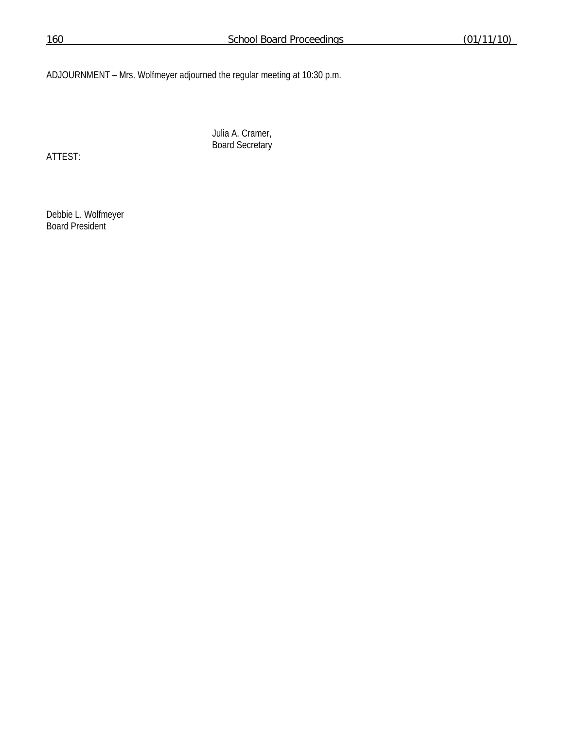ADJOURNMENT – Mrs. Wolfmeyer adjourned the regular meeting at 10:30 p.m.

Julia A. Cramer,
Board Secretary

ATTEST:

Debbie L. Wolfmeyer
Board President